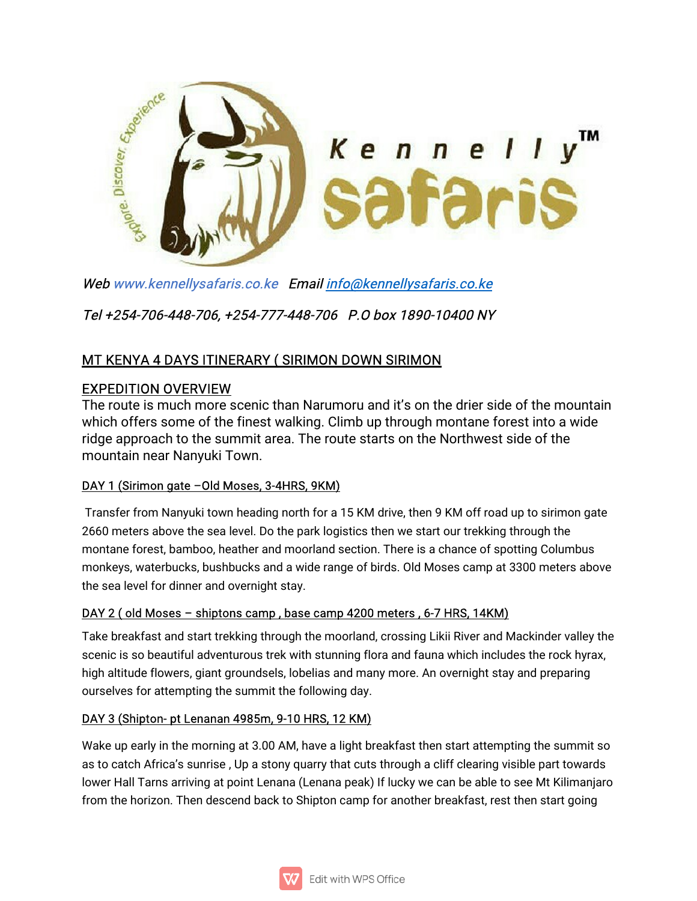*Web www.kennellysafaris.co.ke Email info@kennellysafaris.co.ke*

*Tel +254-706-448-706, +254-777-448-706 P.O box 1890-10400 NY*

## MT KENYA 4 DAYS ITINERARY ( SIRIMON DOWN SIRIMON

## EXPEDITION OVERVIEW

The route is much more scenic than Narumoru and it's on the drier side of the mountain which offers some of the finest walking. Climb up through montane forest into a wide ridge approach to the summit area. The route starts on the Northwest side of the mountain near Nanyuki Town.

### DAY 1 (Sirimon gate –Old Moses, 3-4HRS, 9KM)

Transfer from Nanyuki town heading north for a 15 KM drive, then 9 KM off road up to sirimon gate 2660 meters above the sea level. Do the park logistics then we start our trekking through the montane forest, bamboo, heather and moorland section. There is a chance of spotting Columbus monkeys, waterbucks, bushbucks and a wide range of birds. Old Moses camp at 3300 meters above the sea level for dinner and overnight stay.

### DAY 2 ( old Moses – shiptons camp , base camp 4200 meters , 6-7 HRS, 14KM)

Take breakfast and start trekking through the moorland, crossing Likii River and Mackinder valley the scenic is so beautiful adventurous trek with stunning flora and fauna which includes the rock hyrax, high altitude flowers, giant groundsels, lobelias and many more. An overnight stay and preparing ourselves for attempting the summit the following day.

### DAY 3 (Shipton- pt Lenanan 4985m, 9-10 HRS, 12 KM)

Wake up early in the morning at 3.00 AM, have a light breakfast then start attempting the summit so as to catch Africa's sunrise , Up a stony quarry that cuts through a cliff clearing visible part towards lower Hall Tarns arriving at point Lenana (Lenana peak) If lucky we can be able to see Mt Kilimanjaro from the horizon. Then descend back to Shipton camp for another breakfast, rest then start going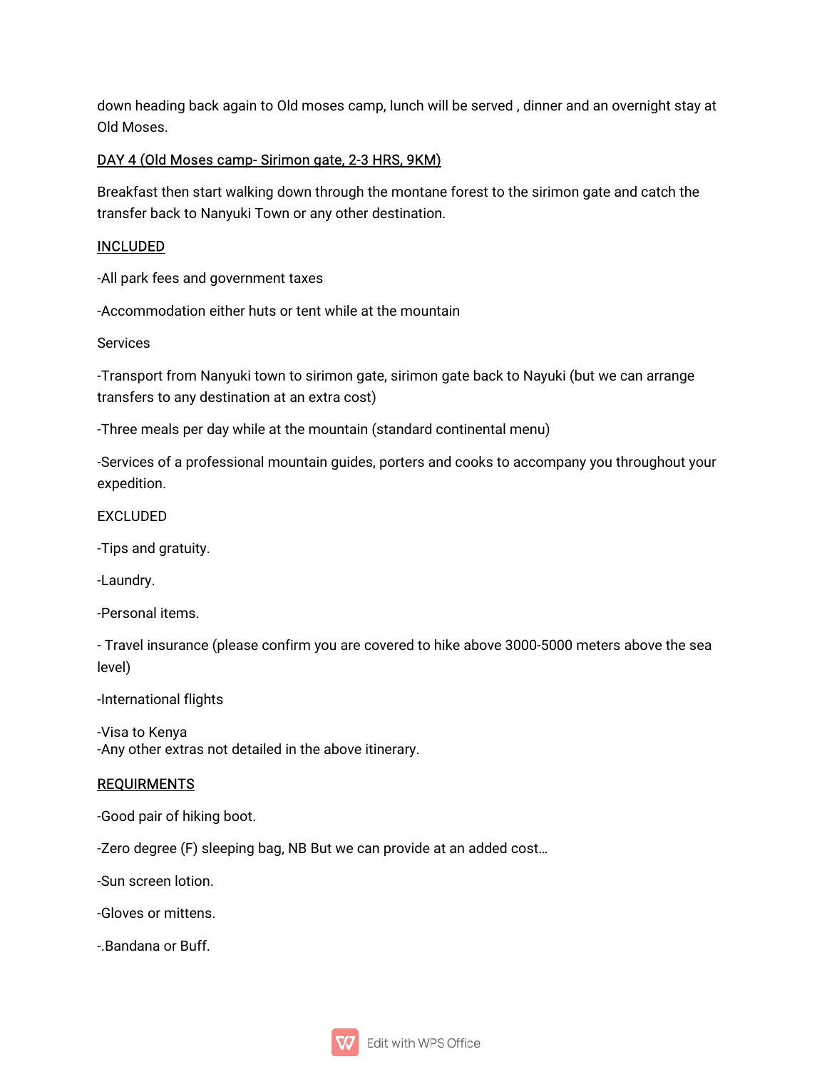down heading back again to Old moses camp, lunch will be served , dinner and an overnight stay at Old Moses.

DAY 4 (Old Moses camp- Sirimon gate, 2-3 HRS, 9KM)

Breakfast then start walking down through the montane forest to the sirimon gate and catch the transfer back to Nanyuki Town or any other destination.

INCLUDED

-All park fees and government taxes

-Accommodation either huts or tent while at the mountain

Services

-Transport from Nanyuki town to sirimon gate, sirimon gate back to Nayuki (but we can arrange transfers to any destination at an extra cost)

-Three meals per day while at the mountain (standard continental menu)

-Services of a professional mountain guides, porters and cooks to accompany you throughout your expedition.

EXCLUDED

-Tips and gratuity.

-Laundry.

-Personal items.

- Travel insurance (please confirm you are covered to hike above 3000-5000 meters above the sea level)

-International flights

-Visa to Kenya
-Any other extras not detailed in the above itinerary.

REQUIRMENTS

-Good pair of hiking boot.

-Zero degree (F) sleeping bag, NB But we can provide at an added cost…

-Sun screen lotion.

-Gloves or mittens.

-.Bandana or Buff.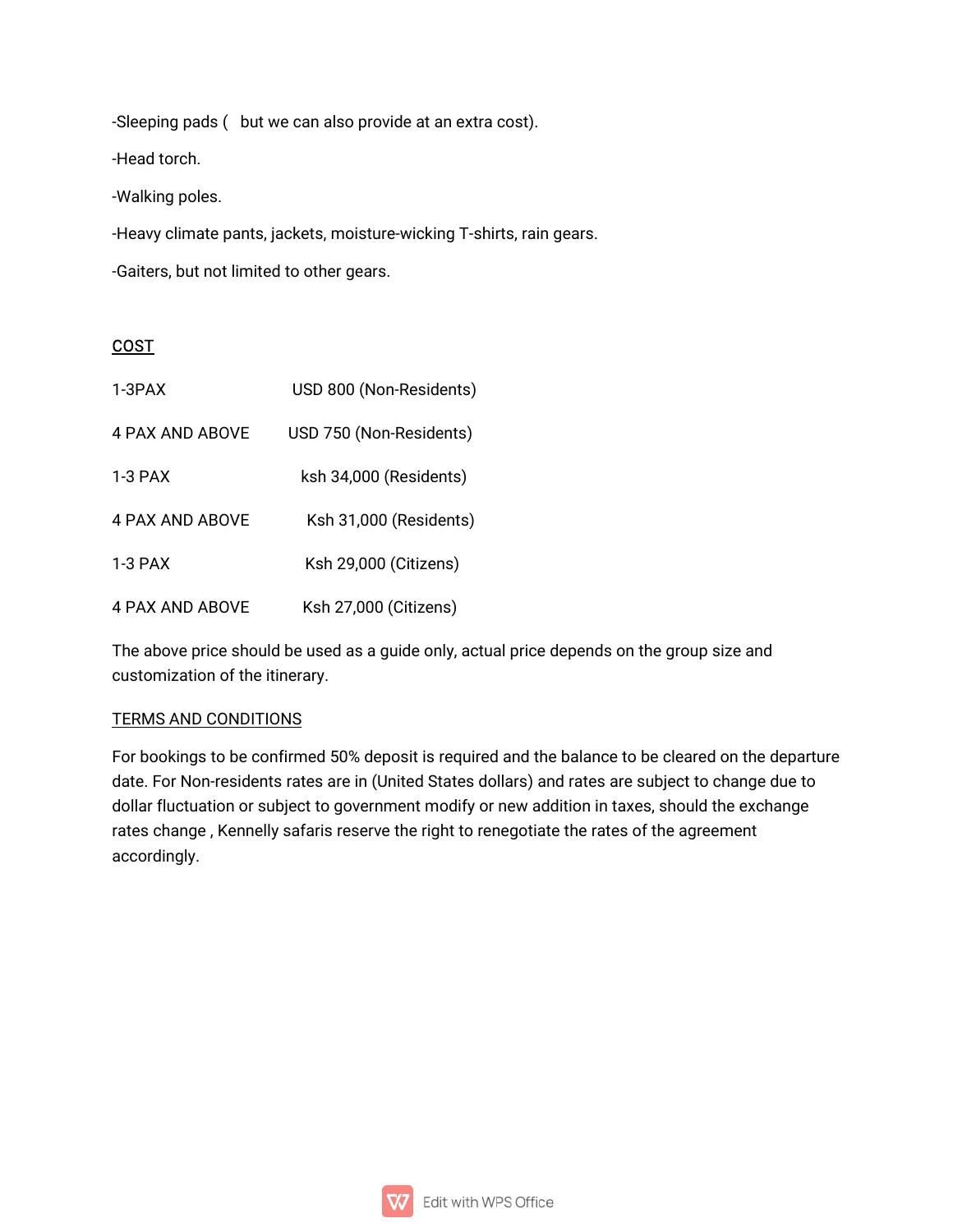-Sleeping pads (   but we can also provide at an extra cost).

-Head torch.

-Walking poles.

-Heavy climate pants, jackets, moisture-wicking T-shirts, rain gears.

-Gaiters, but not limited to other gears.

COST

| | |
|---|---|
| 1-3PAX | USD 800 (Non-Residents) |
| 4 PAX AND ABOVE | USD 750 (Non-Residents) |
| 1-3 PAX | ksh 34,000 (Residents) |
| 4 PAX AND ABOVE | Ksh 31,000 (Residents) |
| 1-3 PAX | Ksh 29,000 (Citizens) |
| 4 PAX AND ABOVE | Ksh 27,000 (Citizens) |

The above price should be used as a guide only, actual price depends on the group size and customization of the itinerary.

TERMS AND CONDITIONS

For bookings to be confirmed 50% deposit is required and the balance to be cleared on the departure date. For Non-residents rates are in (United States dollars) and rates are subject to change due to dollar fluctuation or subject to government modify or new addition in taxes, should the exchange rates change , Kennelly safaris reserve the right to renegotiate the rates of the agreement accordingly.